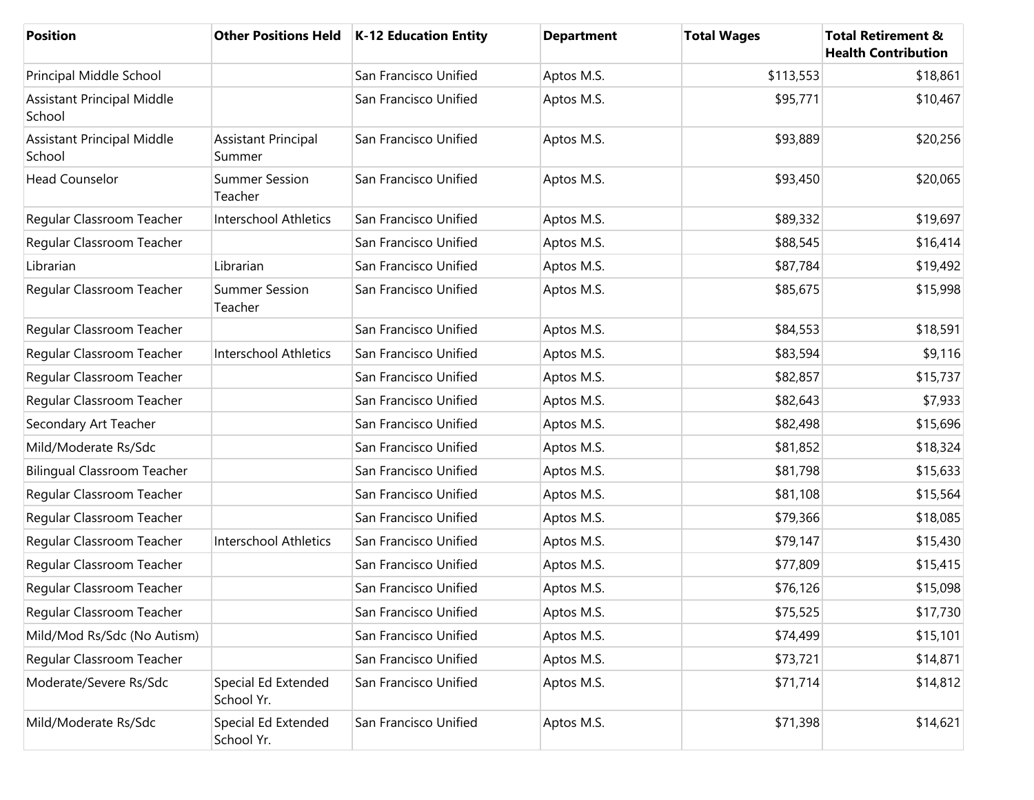| Position | Other Positions Held | K-12 Education Entity | Department | Total Wages | Total Retirement & Health Contribution |
|---|---|---|---|---|---|
| Principal Middle School | | San Francisco Unified | Aptos M.S. | $113,553 | $18,861 |
| Assistant Principal Middle School | | San Francisco Unified | Aptos M.S. | $95,771 | $10,467 |
| Assistant Principal Middle School | Assistant Principal Summer | San Francisco Unified | Aptos M.S. | $93,889 | $20,256 |
| Head Counselor | Summer Session Teacher | San Francisco Unified | Aptos M.S. | $93,450 | $20,065 |
| Regular Classroom Teacher | Interschool Athletics | San Francisco Unified | Aptos M.S. | $89,332 | $19,697 |
| Regular Classroom Teacher | | San Francisco Unified | Aptos M.S. | $88,545 | $16,414 |
| Librarian | Librarian | San Francisco Unified | Aptos M.S. | $87,784 | $19,492 |
| Regular Classroom Teacher | Summer Session Teacher | San Francisco Unified | Aptos M.S. | $85,675 | $15,998 |
| Regular Classroom Teacher | | San Francisco Unified | Aptos M.S. | $84,553 | $18,591 |
| Regular Classroom Teacher | Interschool Athletics | San Francisco Unified | Aptos M.S. | $83,594 | $9,116 |
| Regular Classroom Teacher | | San Francisco Unified | Aptos M.S. | $82,857 | $15,737 |
| Regular Classroom Teacher | | San Francisco Unified | Aptos M.S. | $82,643 | $7,933 |
| Secondary Art Teacher | | San Francisco Unified | Aptos M.S. | $82,498 | $15,696 |
| Mild/Moderate Rs/Sdc | | San Francisco Unified | Aptos M.S. | $81,852 | $18,324 |
| Bilingual Classroom Teacher | | San Francisco Unified | Aptos M.S. | $81,798 | $15,633 |
| Regular Classroom Teacher | | San Francisco Unified | Aptos M.S. | $81,108 | $15,564 |
| Regular Classroom Teacher | | San Francisco Unified | Aptos M.S. | $79,366 | $18,085 |
| Regular Classroom Teacher | Interschool Athletics | San Francisco Unified | Aptos M.S. | $79,147 | $15,430 |
| Regular Classroom Teacher | | San Francisco Unified | Aptos M.S. | $77,809 | $15,415 |
| Regular Classroom Teacher | | San Francisco Unified | Aptos M.S. | $76,126 | $15,098 |
| Regular Classroom Teacher | | San Francisco Unified | Aptos M.S. | $75,525 | $17,730 |
| Mild/Mod Rs/Sdc (No Autism) | | San Francisco Unified | Aptos M.S. | $74,499 | $15,101 |
| Regular Classroom Teacher | | San Francisco Unified | Aptos M.S. | $73,721 | $14,871 |
| Moderate/Severe Rs/Sdc | Special Ed Extended School Yr. | San Francisco Unified | Aptos M.S. | $71,714 | $14,812 |
| Mild/Moderate Rs/Sdc | Special Ed Extended School Yr. | San Francisco Unified | Aptos M.S. | $71,398 | $14,621 |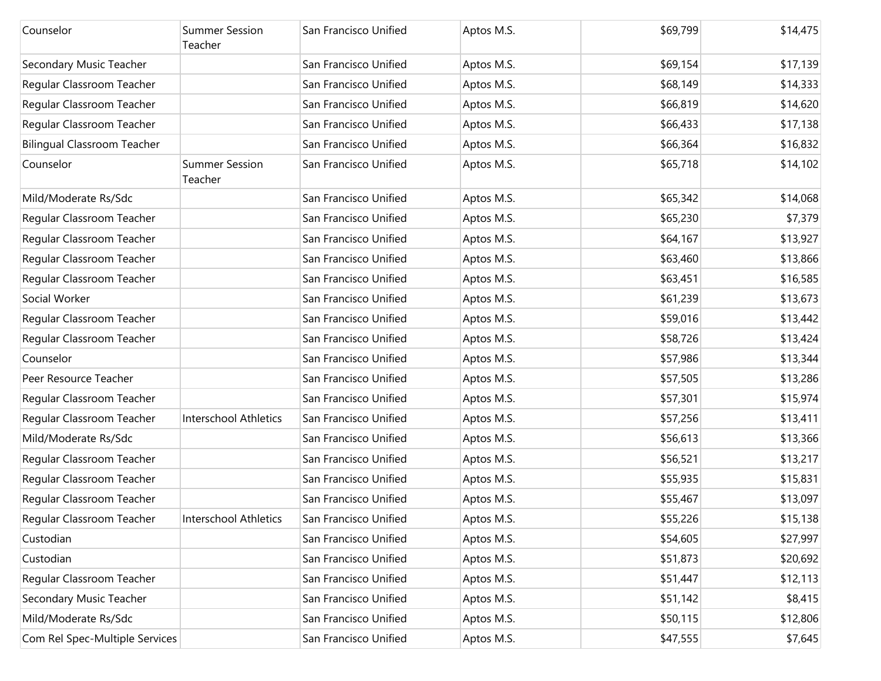| | | | | | |
|---|---|---|---|---|---|
| Counselor | Summer Session Teacher | San Francisco Unified | Aptos M.S. | $69,799 | $14,475 |
| Secondary Music Teacher | | San Francisco Unified | Aptos M.S. | $69,154 | $17,139 |
| Regular Classroom Teacher | | San Francisco Unified | Aptos M.S. | $68,149 | $14,333 |
| Regular Classroom Teacher | | San Francisco Unified | Aptos M.S. | $66,819 | $14,620 |
| Regular Classroom Teacher | | San Francisco Unified | Aptos M.S. | $66,433 | $17,138 |
| Bilingual Classroom Teacher | | San Francisco Unified | Aptos M.S. | $66,364 | $16,832 |
| Counselor | Summer Session Teacher | San Francisco Unified | Aptos M.S. | $65,718 | $14,102 |
| Mild/Moderate Rs/Sdc | | San Francisco Unified | Aptos M.S. | $65,342 | $14,068 |
| Regular Classroom Teacher | | San Francisco Unified | Aptos M.S. | $65,230 | $7,379 |
| Regular Classroom Teacher | | San Francisco Unified | Aptos M.S. | $64,167 | $13,927 |
| Regular Classroom Teacher | | San Francisco Unified | Aptos M.S. | $63,460 | $13,866 |
| Regular Classroom Teacher | | San Francisco Unified | Aptos M.S. | $63,451 | $16,585 |
| Social Worker | | San Francisco Unified | Aptos M.S. | $61,239 | $13,673 |
| Regular Classroom Teacher | | San Francisco Unified | Aptos M.S. | $59,016 | $13,442 |
| Regular Classroom Teacher | | San Francisco Unified | Aptos M.S. | $58,726 | $13,424 |
| Counselor | | San Francisco Unified | Aptos M.S. | $57,986 | $13,344 |
| Peer Resource Teacher | | San Francisco Unified | Aptos M.S. | $57,505 | $13,286 |
| Regular Classroom Teacher | | San Francisco Unified | Aptos M.S. | $57,301 | $15,974 |
| Regular Classroom Teacher | Interschool Athletics | San Francisco Unified | Aptos M.S. | $57,256 | $13,411 |
| Mild/Moderate Rs/Sdc | | San Francisco Unified | Aptos M.S. | $56,613 | $13,366 |
| Regular Classroom Teacher | | San Francisco Unified | Aptos M.S. | $56,521 | $13,217 |
| Regular Classroom Teacher | | San Francisco Unified | Aptos M.S. | $55,935 | $15,831 |
| Regular Classroom Teacher | | San Francisco Unified | Aptos M.S. | $55,467 | $13,097 |
| Regular Classroom Teacher | Interschool Athletics | San Francisco Unified | Aptos M.S. | $55,226 | $15,138 |
| Custodian | | San Francisco Unified | Aptos M.S. | $54,605 | $27,997 |
| Custodian | | San Francisco Unified | Aptos M.S. | $51,873 | $20,692 |
| Regular Classroom Teacher | | San Francisco Unified | Aptos M.S. | $51,447 | $12,113 |
| Secondary Music Teacher | | San Francisco Unified | Aptos M.S. | $51,142 | $8,415 |
| Mild/Moderate Rs/Sdc | | San Francisco Unified | Aptos M.S. | $50,115 | $12,806 |
| Com Rel Spec-Multiple Services | | San Francisco Unified | Aptos M.S. | $47,555 | $7,645 |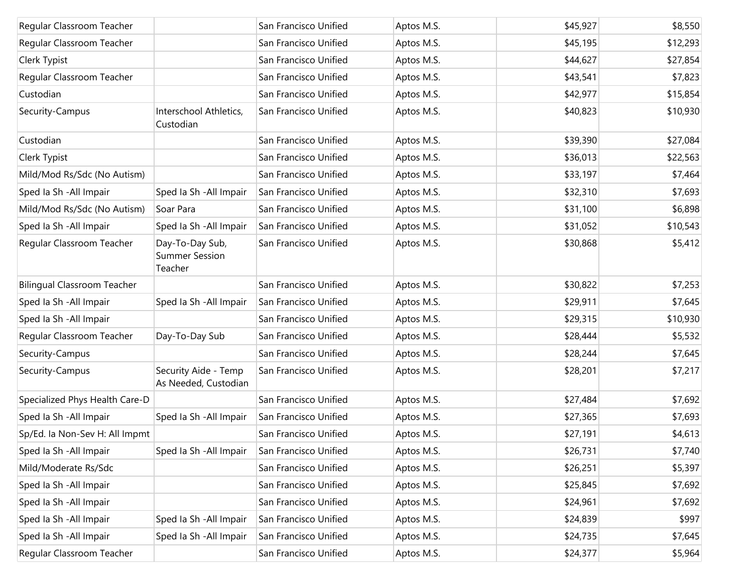| | | | | | |
|---|---|---|---|---|---|
| Regular Classroom Teacher | | San Francisco Unified | Aptos M.S. | $45,927 | $8,550 |
| Regular Classroom Teacher | | San Francisco Unified | Aptos M.S. | $45,195 | $12,293 |
| Clerk Typist | | San Francisco Unified | Aptos M.S. | $44,627 | $27,854 |
| Regular Classroom Teacher | | San Francisco Unified | Aptos M.S. | $43,541 | $7,823 |
| Custodian | | San Francisco Unified | Aptos M.S. | $42,977 | $15,854 |
| Security-Campus | Interschool Athletics, Custodian | San Francisco Unified | Aptos M.S. | $40,823 | $10,930 |
| Custodian | | San Francisco Unified | Aptos M.S. | $39,390 | $27,084 |
| Clerk Typist | | San Francisco Unified | Aptos M.S. | $36,013 | $22,563 |
| Mild/Mod Rs/Sdc (No Autism) | | San Francisco Unified | Aptos M.S. | $33,197 | $7,464 |
| Sped Ia Sh -All Impair | Sped Ia Sh -All Impair | San Francisco Unified | Aptos M.S. | $32,310 | $7,693 |
| Mild/Mod Rs/Sdc (No Autism) | Soar Para | San Francisco Unified | Aptos M.S. | $31,100 | $6,898 |
| Sped Ia Sh -All Impair | Sped Ia Sh -All Impair | San Francisco Unified | Aptos M.S. | $31,052 | $10,543 |
| Regular Classroom Teacher | Day-To-Day Sub, Summer Session Teacher | San Francisco Unified | Aptos M.S. | $30,868 | $5,412 |
| Bilingual Classroom Teacher | | San Francisco Unified | Aptos M.S. | $30,822 | $7,253 |
| Sped Ia Sh -All Impair | Sped Ia Sh -All Impair | San Francisco Unified | Aptos M.S. | $29,911 | $7,645 |
| Sped Ia Sh -All Impair | | San Francisco Unified | Aptos M.S. | $29,315 | $10,930 |
| Regular Classroom Teacher | Day-To-Day Sub | San Francisco Unified | Aptos M.S. | $28,444 | $5,532 |
| Security-Campus | | San Francisco Unified | Aptos M.S. | $28,244 | $7,645 |
| Security-Campus | Security Aide - Temp As Needed, Custodian | San Francisco Unified | Aptos M.S. | $28,201 | $7,217 |
| Specialized Phys Health Care-D | | San Francisco Unified | Aptos M.S. | $27,484 | $7,692 |
| Sped Ia Sh -All Impair | Sped Ia Sh -All Impair | San Francisco Unified | Aptos M.S. | $27,365 | $7,693 |
| Sp/Ed. Ia Non-Sev H: All Impmt | | San Francisco Unified | Aptos M.S. | $27,191 | $4,613 |
| Sped Ia Sh -All Impair | Sped Ia Sh -All Impair | San Francisco Unified | Aptos M.S. | $26,731 | $7,740 |
| Mild/Moderate Rs/Sdc | | San Francisco Unified | Aptos M.S. | $26,251 | $5,397 |
| Sped Ia Sh -All Impair | | San Francisco Unified | Aptos M.S. | $25,845 | $7,692 |
| Sped Ia Sh -All Impair | | San Francisco Unified | Aptos M.S. | $24,961 | $7,692 |
| Sped Ia Sh -All Impair | Sped Ia Sh -All Impair | San Francisco Unified | Aptos M.S. | $24,839 | $997 |
| Sped Ia Sh -All Impair | Sped Ia Sh -All Impair | San Francisco Unified | Aptos M.S. | $24,735 | $7,645 |
| Regular Classroom Teacher | | San Francisco Unified | Aptos M.S. | $24,377 | $5,964 |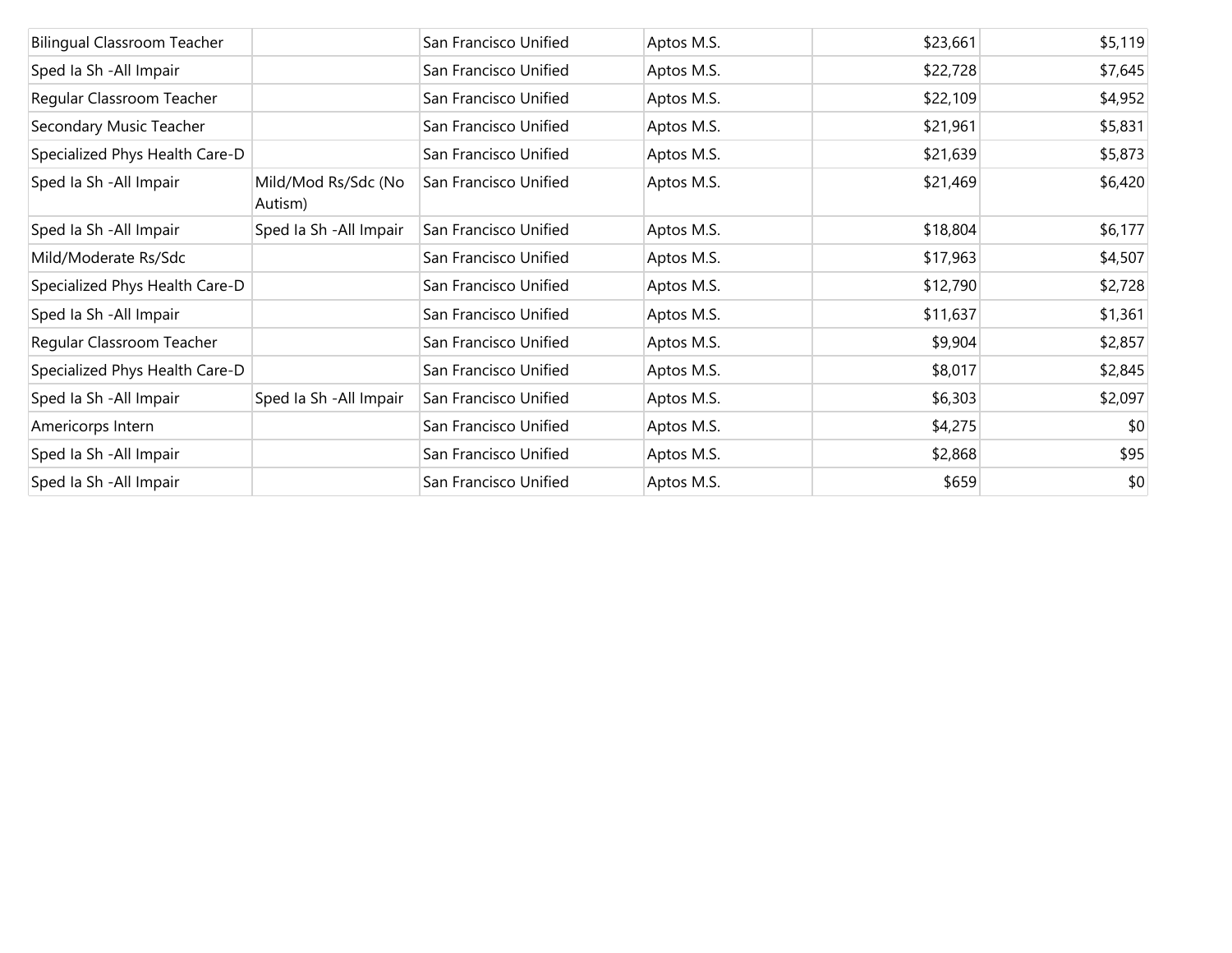| | | | | | |
|---|---|---|---|---|---|
| Bilingual Classroom Teacher | | San Francisco Unified | Aptos M.S. | $23,661 | $5,119 |
| Sped Ia Sh -All Impair | | San Francisco Unified | Aptos M.S. | $22,728 | $7,645 |
| Regular Classroom Teacher | | San Francisco Unified | Aptos M.S. | $22,109 | $4,952 |
| Secondary Music Teacher | | San Francisco Unified | Aptos M.S. | $21,961 | $5,831 |
| Specialized Phys Health Care-D | | San Francisco Unified | Aptos M.S. | $21,639 | $5,873 |
| Sped Ia Sh -All Impair | Mild/Mod Rs/Sdc (No Autism) | San Francisco Unified | Aptos M.S. | $21,469 | $6,420 |
| Sped Ia Sh -All Impair | Sped Ia Sh -All Impair | San Francisco Unified | Aptos M.S. | $18,804 | $6,177 |
| Mild/Moderate Rs/Sdc | | San Francisco Unified | Aptos M.S. | $17,963 | $4,507 |
| Specialized Phys Health Care-D | | San Francisco Unified | Aptos M.S. | $12,790 | $2,728 |
| Sped Ia Sh -All Impair | | San Francisco Unified | Aptos M.S. | $11,637 | $1,361 |
| Regular Classroom Teacher | | San Francisco Unified | Aptos M.S. | $9,904 | $2,857 |
| Specialized Phys Health Care-D | | San Francisco Unified | Aptos M.S. | $8,017 | $2,845 |
| Sped Ia Sh -All Impair | Sped Ia Sh -All Impair | San Francisco Unified | Aptos M.S. | $6,303 | $2,097 |
| Americorps Intern | | San Francisco Unified | Aptos M.S. | $4,275 | $0 |
| Sped Ia Sh -All Impair | | San Francisco Unified | Aptos M.S. | $2,868 | $95 |
| Sped Ia Sh -All Impair | | San Francisco Unified | Aptos M.S. | $659 | $0 |